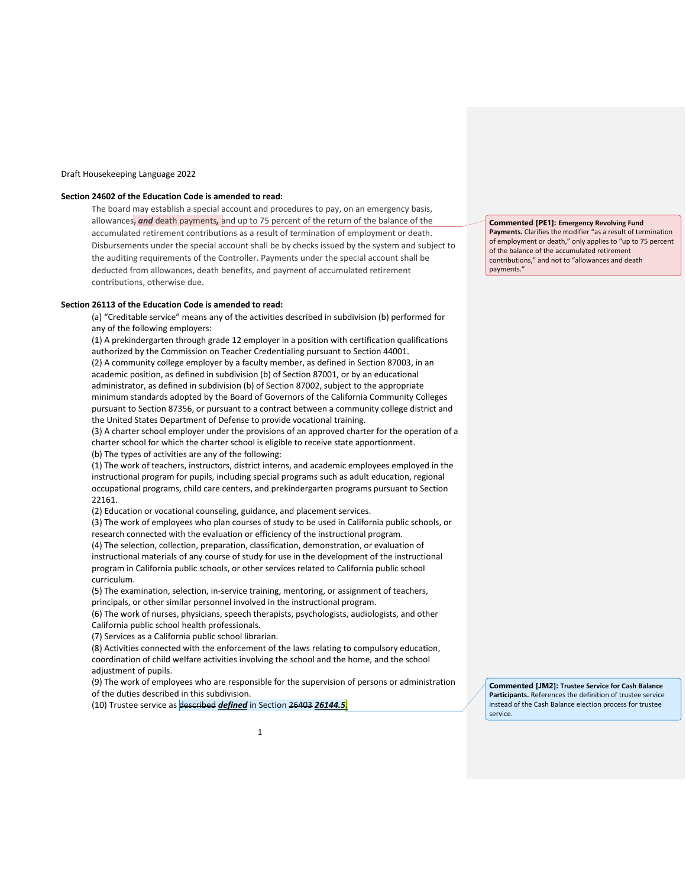Draft Housekeeping Language 2022

**Section 24602 of the Education Code is amended to read:**

The board may establish a special account and procedures to pay, on an emergency basis, allowances~~,~~ ***and*** death payments~~,~~ and up to 75 percent of the return of the balance of the accumulated retirement contributions as a result of termination of employment or death. Disbursements under the special account shall be by checks issued by the system and subject to the auditing requirements of the Controller. Payments under the special account shall be deducted from allowances, death benefits, and payment of accumulated retirement contributions, otherwise due.

> **Commented [PE1]: Emergency Revolving Fund Payments.** Clarifies the modifier "as a result of termination of employment or death," only applies to "up to 75 percent of the balance of the accumulated retirement contributions," and not to "allowances and death payments."

**Section 26113 of the Education Code is amended to read:**

(a) "Creditable service" means any of the activities described in subdivision (b) performed for any of the following employers:

(1) A prekindergarten through grade 12 employer in a position with certification qualifications authorized by the Commission on Teacher Credentialing pursuant to Section 44001.

(2) A community college employer by a faculty member, as defined in Section 87003, in an academic position, as defined in subdivision (b) of Section 87001, or by an educational administrator, as defined in subdivision (b) of Section 87002, subject to the appropriate minimum standards adopted by the Board of Governors of the California Community Colleges pursuant to Section 87356, or pursuant to a contract between a community college district and the United States Department of Defense to provide vocational training.

(3) A charter school employer under the provisions of an approved charter for the operation of a charter school for which the charter school is eligible to receive state apportionment.

(b) The types of activities are any of the following:

(1) The work of teachers, instructors, district interns, and academic employees employed in the instructional program for pupils, including special programs such as adult education, regional occupational programs, child care centers, and prekindergarten programs pursuant to Section 22161.

(2) Education or vocational counseling, guidance, and placement services.

(3) The work of employees who plan courses of study to be used in California public schools, or research connected with the evaluation or efficiency of the instructional program.

(4) The selection, collection, preparation, classification, demonstration, or evaluation of instructional materials of any course of study for use in the development of the instructional program in California public schools, or other services related to California public school curriculum.

(5) The examination, selection, in-service training, mentoring, or assignment of teachers, principals, or other similar personnel involved in the instructional program.

(6) The work of nurses, physicians, speech therapists, psychologists, audiologists, and other California public school health professionals.

(7) Services as a California public school librarian.

(8) Activities connected with the enforcement of the laws relating to compulsory education, coordination of child welfare activities involving the school and the home, and the school adjustment of pupils.

(9) The work of employees who are responsible for the supervision of persons or administration of the duties described in this subdivision.

(10) Trustee service as ~~described~~ ***defined*** in Section ~~26403~~ ***26144.5***.

> **Commented [JM2]: Trustee Service for Cash Balance Participants.** References the definition of trustee service instead of the Cash Balance election process for trustee service.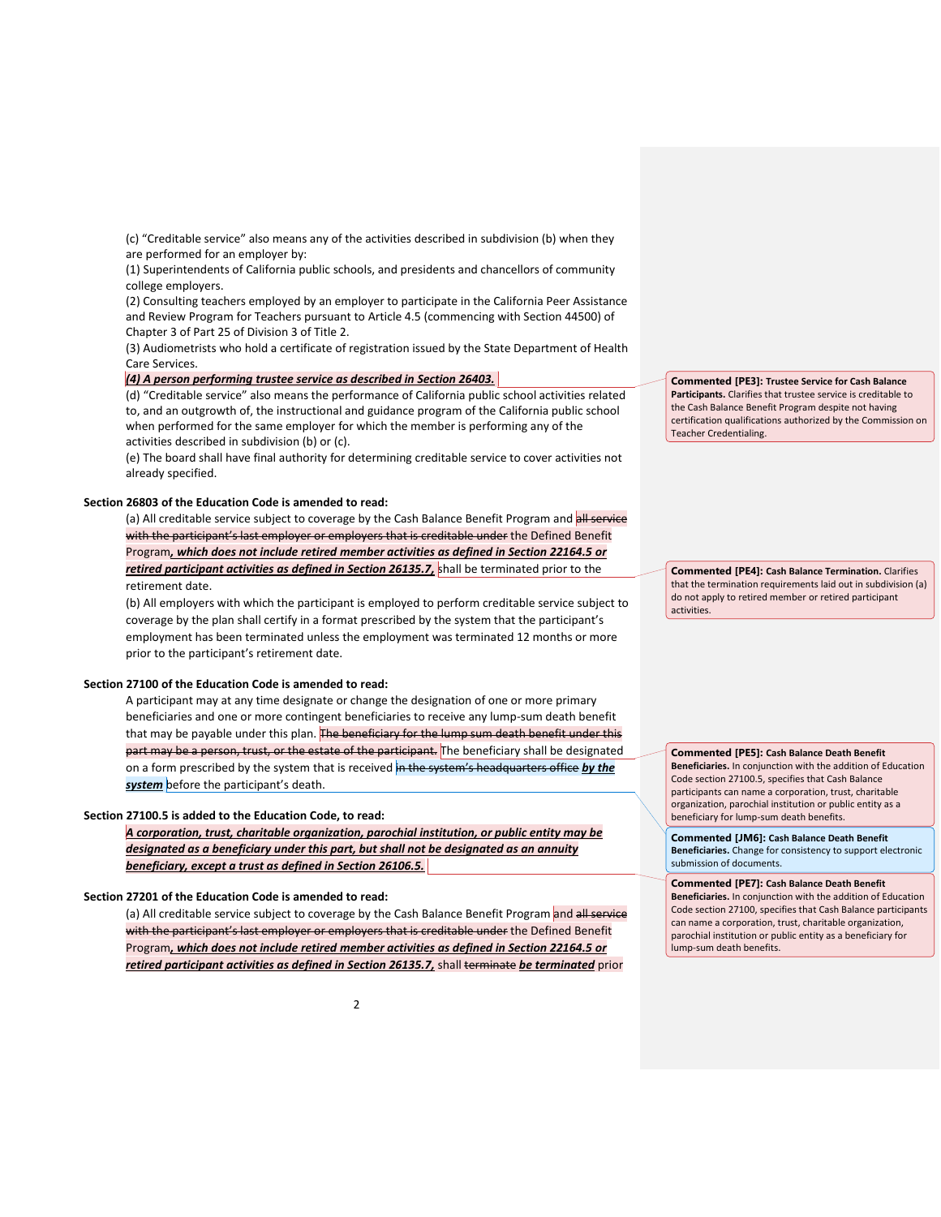(c) "Creditable service" also means any of the activities described in subdivision (b) when they are performed for an employer by:

(1) Superintendents of California public schools, and presidents and chancellors of community college employers.

(2) Consulting teachers employed by an employer to participate in the California Peer Assistance and Review Program for Teachers pursuant to Article 4.5 (commencing with Section 44500) of Chapter 3 of Part 25 of Division 3 of Title 2.

(3) Audiometrists who hold a certificate of registration issued by the State Department of Health Care Services.

***(4) A person performing trustee service as described in Section 26403.***

(d) "Creditable service" also means the performance of California public school activities related to, and an outgrowth of, the instructional and guidance program of the California public school when performed for the same employer for which the member is performing any of the activities described in subdivision (b) or (c).

(e) The board shall have final authority for determining creditable service to cover activities not already specified.

**Section 26803 of the Education Code is amended to read:**

(a) All creditable service subject to coverage by the Cash Balance Benefit Program and ~~all service with the participant's last employer or employers that is creditable under~~ the Defined Benefit Program***, which does not include retired member activities as defined in Section 22164.5 or retired participant activities as defined in Section 26135.7,*** shall be terminated prior to the retirement date.

(b) All employers with which the participant is employed to perform creditable service subject to coverage by the plan shall certify in a format prescribed by the system that the participant's employment has been terminated unless the employment was terminated 12 months or more prior to the participant's retirement date.

**Section 27100 of the Education Code is amended to read:**

A participant may at any time designate or change the designation of one or more primary beneficiaries and one or more contingent beneficiaries to receive any lump-sum death benefit that may be payable under this plan. ~~The beneficiary for the lump sum death benefit under this part may be a person, trust, or the estate of the participant.~~ The beneficiary shall be designated on a form prescribed by the system that is received ~~in the system's headquarters office~~ ***by the system*** before the participant's death.

**Section 27100.5 is added to the Education Code, to read:**

***A corporation, trust, charitable organization, parochial institution, or public entity may be designated as a beneficiary under this part, but shall not be designated as an annuity beneficiary, except a trust as defined in Section 26106.5.***

**Section 27201 of the Education Code is amended to read:**

(a) All creditable service subject to coverage by the Cash Balance Benefit Program and ~~all service with the participant's last employer or employers that is creditable under~~ the Defined Benefit Program***, which does not include retired member activities as defined in Section 22164.5 or retired participant activities as defined in Section 26135.7,*** shall ~~terminate~~ ***be terminated*** prior

---

**Commented [PE3]: Trustee Service for Cash Balance Participants.** Clarifies that trustee service is creditable to the Cash Balance Benefit Program despite not having certification qualifications authorized by the Commission on Teacher Credentialing.

**Commented [PE4]: Cash Balance Termination.** Clarifies that the termination requirements laid out in subdivision (a) do not apply to retired member or retired participant activities.

**Commented [PE5]: Cash Balance Death Benefit Beneficiaries.** In conjunction with the addition of Education Code section 27100.5, specifies that Cash Balance participants can name a corporation, trust, charitable organization, parochial institution or public entity as a beneficiary for lump-sum death benefits.

**Commented [JM6]: Cash Balance Death Benefit Beneficiaries.** Change for consistency to support electronic submission of documents.

**Commented [PE7]: Cash Balance Death Benefit Beneficiaries.** In conjunction with the addition of Education Code section 27100, specifies that Cash Balance participants can name a corporation, trust, charitable organization, parochial institution or public entity as a beneficiary for lump-sum death benefits.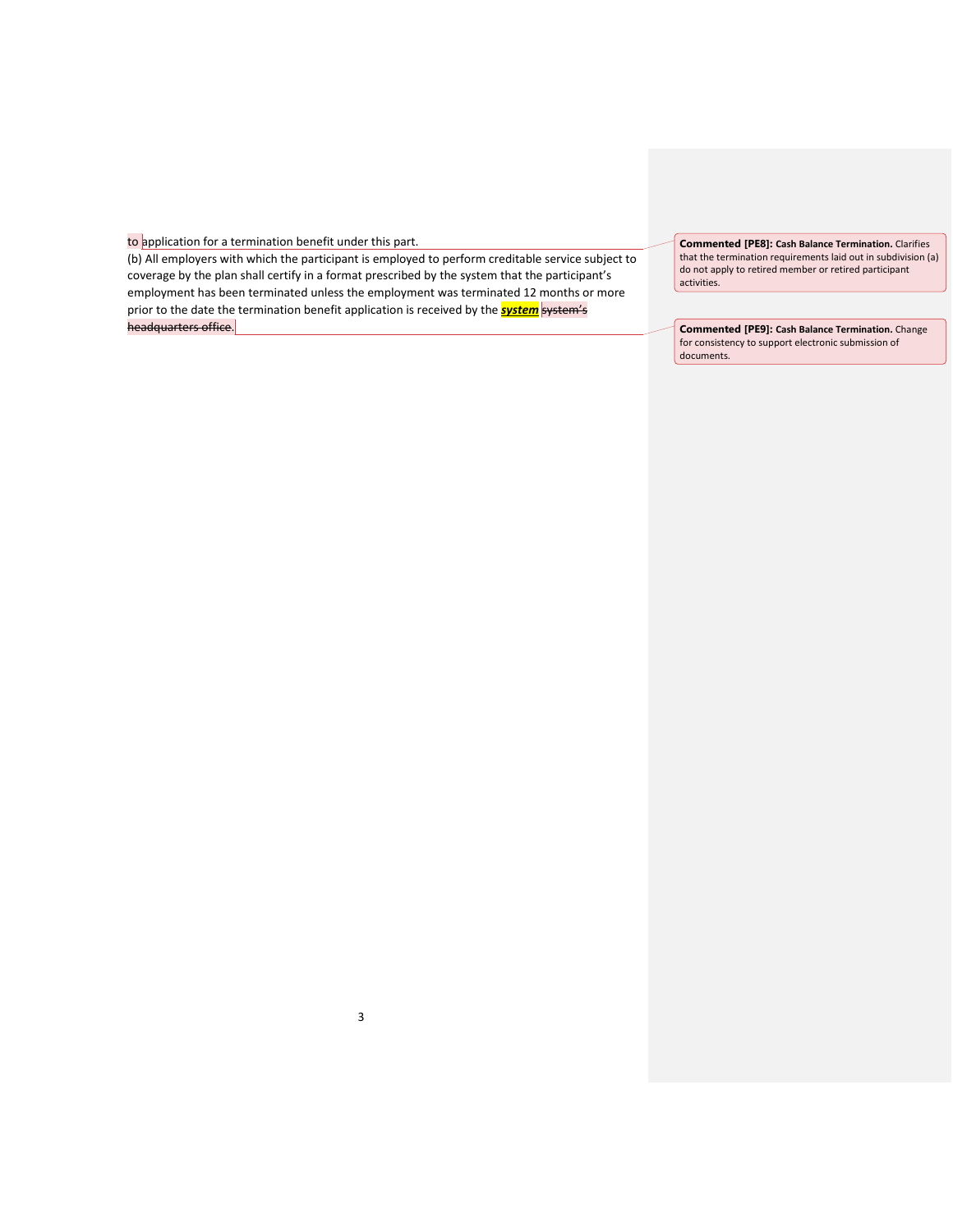to application for a termination benefit under this part.

(b) All employers with which the participant is employed to perform creditable service subject to coverage by the plan shall certify in a format prescribed by the system that the participant's employment has been terminated unless the employment was terminated 12 months or more prior to the date the termination benefit application is received by the ***system*** ~~system's headquarters office~~.

**Commented [PE8]: Cash Balance Termination.** Clarifies that the termination requirements laid out in subdivision (a) do not apply to retired member or retired participant activities.

**Commented [PE9]: Cash Balance Termination.** Change for consistency to support electronic submission of documents.